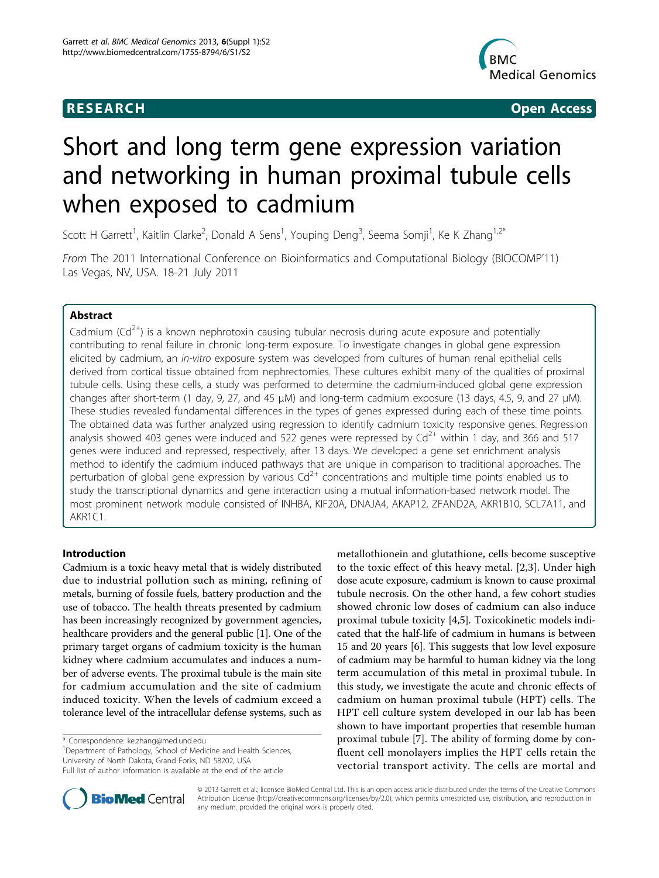RESEARCH Open Access

# Short and long term gene expression variation and networking in human proximal tubule cells when exposed to cadmium

Scott H Garrett[1], Kaitlin Clarke[2], Donald A Sens[1], Youping Deng[3], Seema Somji[1], Ke K Zhang[1,2*]

*From* The 2011 International Conference on Bioinformatics and Computational Biology (BIOCOMP'11) Las Vegas, NV, USA. 18-21 July 2011

## Abstract

Cadmium ($Cd^{2+}$) is a known nephrotoxin causing tubular necrosis during acute exposure and potentially contributing to renal failure in chronic long-term exposure. To investigate changes in global gene expression elicited by cadmium, an *in-vitro* exposure system was developed from cultures of human renal epithelial cells derived from cortical tissue obtained from nephrectomies. These cultures exhibit many of the qualities of proximal tubule cells. Using these cells, a study was performed to determine the cadmium-induced global gene expression changes after short-term (1 day, 9, 27, and 45 μM) and long-term cadmium exposure (13 days, 4.5, 9, and 27 μM). These studies revealed fundamental differences in the types of genes expressed during each of these time points. The obtained data was further analyzed using regression to identify cadmium toxicity responsive genes. Regression analysis showed 403 genes were induced and 522 genes were repressed by $Cd^{2+}$ within 1 day, and 366 and 517 genes were induced and repressed, respectively, after 13 days. We developed a gene set enrichment analysis method to identify the cadmium induced pathways that are unique in comparison to traditional approaches. The perturbation of global gene expression by various $Cd^{2+}$ concentrations and multiple time points enabled us to study the transcriptional dynamics and gene interaction using a mutual information-based network model. The most prominent network module consisted of INHBA, KIF20A, DNAJA4, AKAP12, ZFAND2A, AKR1B10, SCL7A11, and AKR1C1.

## Introduction

Cadmium is a toxic heavy metal that is widely distributed due to industrial pollution such as mining, refining of metals, burning of fossile fuels, battery production and the use of tobacco. The health threats presented by cadmium has been increasingly recognized by government agencies, healthcare providers and the general public [1]. One of the primary target organs of cadmium toxicity is the human kidney where cadmium accumulates and induces a number of adverse events. The proximal tubule is the main site for cadmium accumulation and the site of cadmium induced toxicity. When the levels of cadmium exceed a tolerance level of the intracellular defense systems, such as metallothionein and glutathione, cells become susceptive to the toxic effect of this heavy metal. [2,3]. Under high dose acute exposure, cadmium is known to cause proximal tubule necrosis. On the other hand, a few cohort studies showed chronic low doses of cadmium can also induce proximal tubule toxicity [4,5]. Toxicokinetic models indicated that the half-life of cadmium in humans is between 15 and 20 years [6]. This suggests that low level exposure of cadmium may be harmful to human kidney via the long term accumulation of this metal in proximal tubule. In this study, we investigate the acute and chronic effects of cadmium on human proximal tubule (HPT) cells. The HPT cell culture system developed in our lab has been shown to have important properties that resemble human proximal tubule [7]. The ability of forming dome by confluent cell monolayers implies the HPT cells retain the vectorial transport activity. The cells are mortal and

* Correspondence: ke.zhang@med.und.edu
[1]Department of Pathology, School of Medicine and Health Sciences, University of North Dakota, Grand Forks, ND 58202, USA
Full list of author information is available at the end of the article

© 2013 Garrett et al.; licensee BioMed Central Ltd. This is an open access article distributed under the terms of the Creative Commons Attribution License (http://creativecommons.org/licenses/by/2.0), which permits unrestricted use, distribution, and reproduction in any medium, provided the original work is properly cited.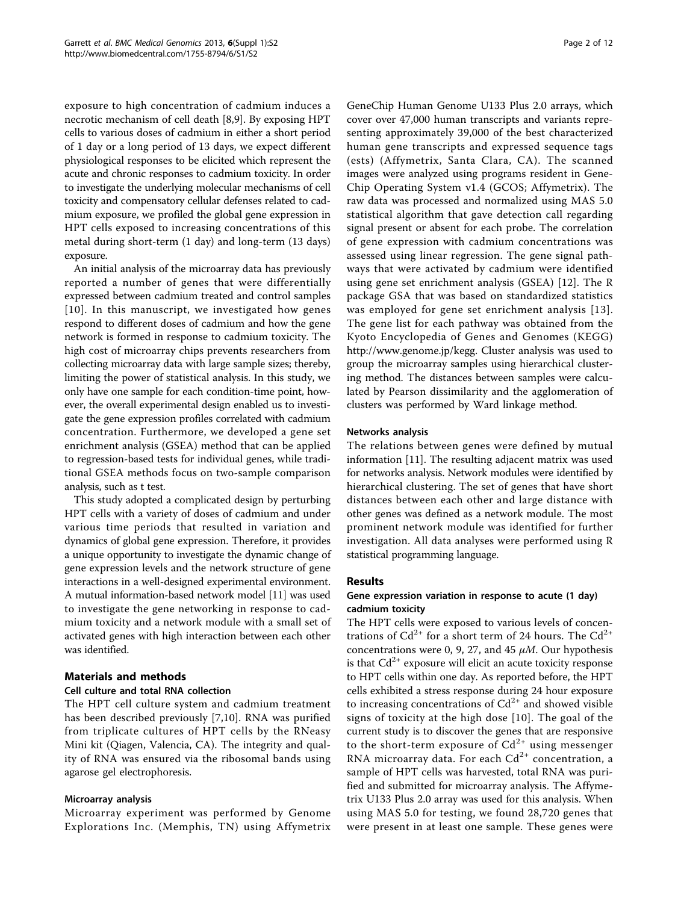exposure to high concentration of cadmium induces a necrotic mechanism of cell death [8,9]. By exposing HPT cells to various doses of cadmium in either a short period of 1 day or a long period of 13 days, we expect different physiological responses to be elicited which represent the acute and chronic responses to cadmium toxicity. In order to investigate the underlying molecular mechanisms of cell toxicity and compensatory cellular defenses related to cadmium exposure, we profiled the global gene expression in HPT cells exposed to increasing concentrations of this metal during short-term (1 day) and long-term (13 days) exposure.

An initial analysis of the microarray data has previously reported a number of genes that were differentially expressed between cadmium treated and control samples [10]. In this manuscript, we investigated how genes respond to different doses of cadmium and how the gene network is formed in response to cadmium toxicity. The high cost of microarray chips prevents researchers from collecting microarray data with large sample sizes; thereby, limiting the power of statistical analysis. In this study, we only have one sample for each condition-time point, however, the overall experimental design enabled us to investigate the gene expression profiles correlated with cadmium concentration. Furthermore, we developed a gene set enrichment analysis (GSEA) method that can be applied to regression-based tests for individual genes, while traditional GSEA methods focus on two-sample comparison analysis, such as t test.

This study adopted a complicated design by perturbing HPT cells with a variety of doses of cadmium and under various time periods that resulted in variation and dynamics of global gene expression. Therefore, it provides a unique opportunity to investigate the dynamic change of gene expression levels and the network structure of gene interactions in a well-designed experimental environment. A mutual information-based network model [11] was used to investigate the gene networking in response to cadmium toxicity and a network module with a small set of activated genes with high interaction between each other was identified.

## Materials and methods

### Cell culture and total RNA collection

The HPT cell culture system and cadmium treatment has been described previously [7,10]. RNA was purified from triplicate cultures of HPT cells by the RNeasy Mini kit (Qiagen, Valencia, CA). The integrity and quality of RNA was ensured via the ribosomal bands using agarose gel electrophoresis.

### Microarray analysis

Microarray experiment was performed by Genome Explorations Inc. (Memphis, TN) using Affymetrix GeneChip Human Genome U133 Plus 2.0 arrays, which cover over 47,000 human transcripts and variants representing approximately 39,000 of the best characterized human gene transcripts and expressed sequence tags (ests) (Affymetrix, Santa Clara, CA). The scanned images were analyzed using programs resident in GeneChip Operating System v1.4 (GCOS; Affymetrix). The raw data was processed and normalized using MAS 5.0 statistical algorithm that gave detection call regarding signal present or absent for each probe. The correlation of gene expression with cadmium concentrations was assessed using linear regression. The gene signal pathways that were activated by cadmium were identified using gene set enrichment analysis (GSEA) [12]. The R package GSA that was based on standardized statistics was employed for gene set enrichment analysis [13]. The gene list for each pathway was obtained from the Kyoto Encyclopedia of Genes and Genomes (KEGG) http://www.genome.jp/kegg. Cluster analysis was used to group the microarray samples using hierarchical clustering method. The distances between samples were calculated by Pearson dissimilarity and the agglomeration of clusters was performed by Ward linkage method.

### Networks analysis

The relations between genes were defined by mutual information [11]. The resulting adjacent matrix was used for networks analysis. Network modules were identified by hierarchical clustering. The set of genes that have short distances between each other and large distance with other genes was defined as a network module. The most prominent network module was identified for further investigation. All data analyses were performed using R statistical programming language.

## Results

### Gene expression variation in response to acute (1 day) cadmium toxicity

The HPT cells were exposed to various levels of concentrations of $Cd^{2+}$ for a short term of 24 hours. The $Cd^{2+}$ concentrations were 0, 9, 27, and 45 $\mu M$. Our hypothesis is that $Cd^{2+}$ exposure will elicit an acute toxicity response to HPT cells within one day. As reported before, the HPT cells exhibited a stress response during 24 hour exposure to increasing concentrations of $Cd^{2+}$ and showed visible signs of toxicity at the high dose [10]. The goal of the current study is to discover the genes that are responsive to the short-term exposure of $Cd^{2+}$ using messenger RNA microarray data. For each $Cd^{2+}$ concentration, a sample of HPT cells was harvested, total RNA was purified and submitted for microarray analysis. The Affymetrix U133 Plus 2.0 array was used for this analysis. When using MAS 5.0 for testing, we found 28,720 genes that were present in at least one sample. These genes were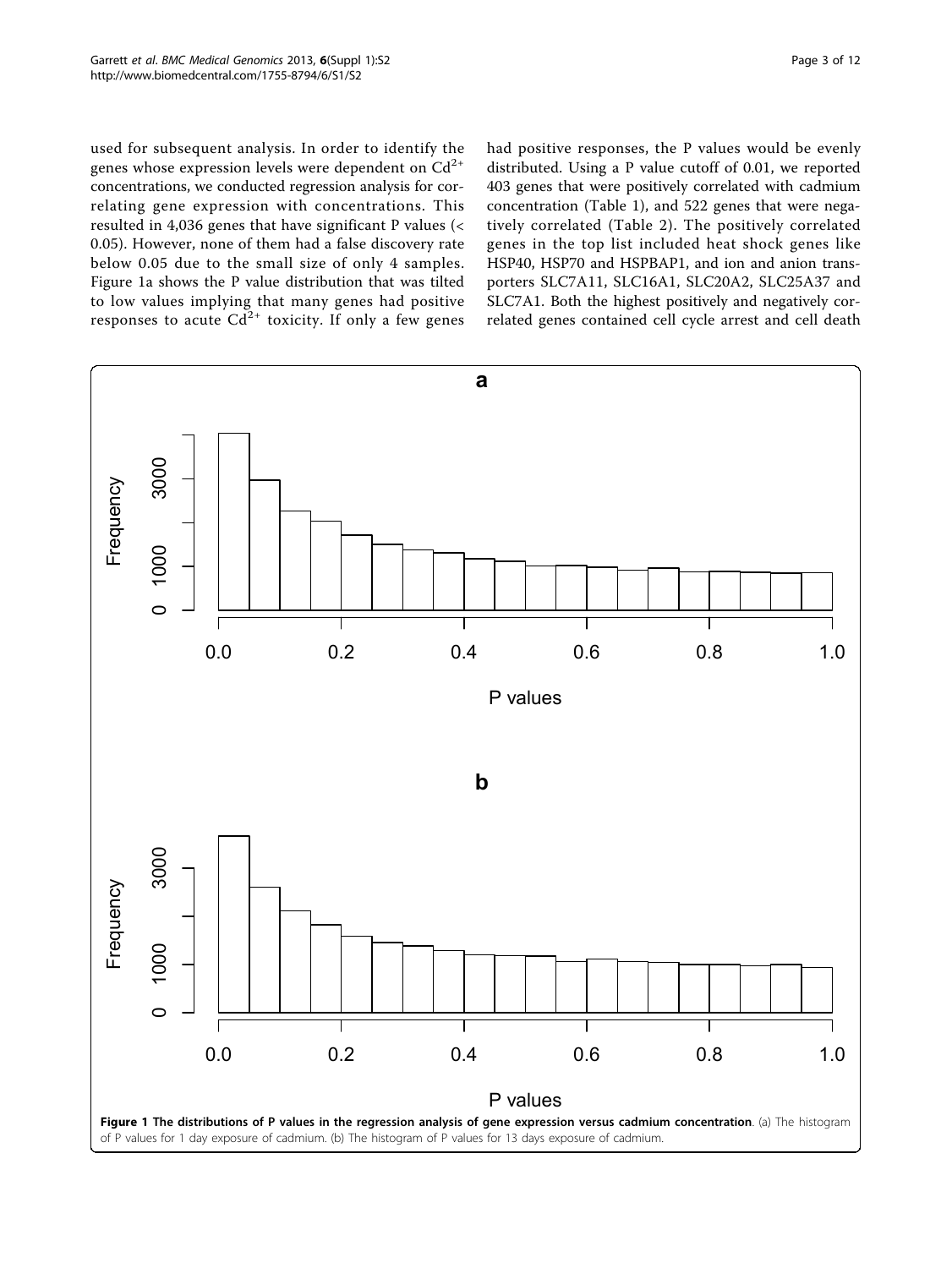used for subsequent analysis. In order to identify the genes whose expression levels were dependent on $Cd^{2+}$ concentrations, we conducted regression analysis for correlating gene expression with concentrations. This resulted in 4,036 genes that have significant P values (< 0.05). However, none of them had a false discovery rate below 0.05 due to the small size of only 4 samples. Figure 1a shows the P value distribution that was tilted to low values implying that many genes had positive responses to acute $Cd^{2+}$ toxicity. If only a few genes had positive responses, the P values would be evenly distributed. Using a P value cutoff of 0.01, we reported 403 genes that were positively correlated with cadmium concentration (Table 1), and 522 genes that were negatively correlated (Table 2). The positively correlated genes in the top list included heat shock genes like HSP40, HSP70 and HSPBAP1, and ion and anion transporters SLC7A11, SLC16A1, SLC20A2, SLC25A37 and SLC7A1. Both the highest positively and negatively correlated genes contained cell cycle arrest and cell death

**Figure 1 The distributions of P values in the regression analysis of gene expression versus cadmium concentration**. (a) The histogram of P values for 1 day exposure of cadmium. (b) The histogram of P values for 13 days exposure of cadmium.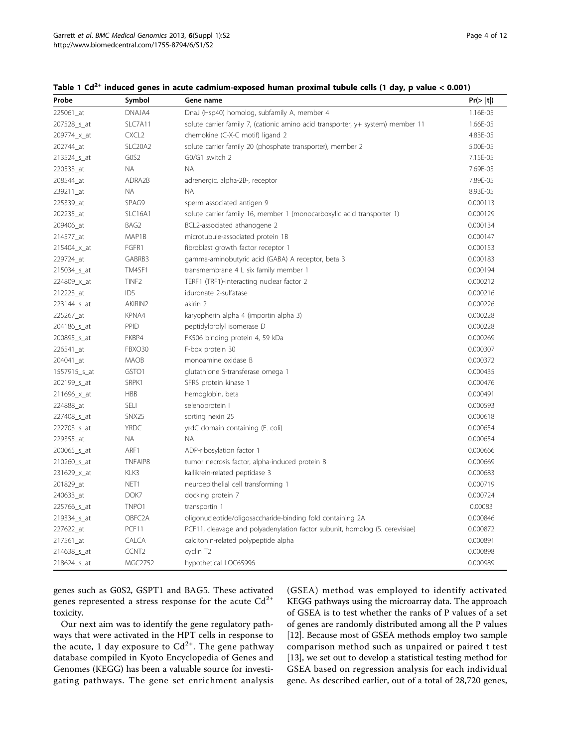**Table 1 $Cd^{2+}$ induced genes in acute cadmium-exposed human proximal tubule cells (1 day, p value < 0.001)**

| Probe | Symbol | Gene name | Pr(> \|t\|) |
|---|---|---|---|
| 225061_at | DNAJA4 | DnaJ (Hsp40) homolog, subfamily A, member 4 | 1.16E-05 |
| 207528_s_at | SLC7A11 | solute carrier family 7, (cationic amino acid transporter, y+ system) member 11 | 1.66E-05 |
| 209774_x_at | CXCL2 | chemokine (C-X-C motif) ligand 2 | 4.83E-05 |
| 202744_at | SLC20A2 | solute carrier family 20 (phosphate transporter), member 2 | 5.00E-05 |
| 213524_s_at | G0S2 | G0/G1 switch 2 | 7.15E-05 |
| 220533_at | NA | NA | 7.69E-05 |
| 208544_at | ADRA2B | adrenergic, alpha-2B-, receptor | 7.89E-05 |
| 239211_at | NA | NA | 8.93E-05 |
| 225339_at | SPAG9 | sperm associated antigen 9 | 0.000113 |
| 202235_at | SLC16A1 | solute carrier family 16, member 1 (monocarboxylic acid transporter 1) | 0.000129 |
| 209406_at | BAG2 | BCL2-associated athanogene 2 | 0.000134 |
| 214577_at | MAP1B | microtubule-associated protein 1B | 0.000147 |
| 215404_x_at | FGFR1 | fibroblast growth factor receptor 1 | 0.000153 |
| 229724_at | GABRB3 | gamma-aminobutyric acid (GABA) A receptor, beta 3 | 0.000183 |
| 215034_s_at | TM4SF1 | transmembrane 4 L six family member 1 | 0.000194 |
| 224809_x_at | TINF2 | TERF1 (TRF1)-interacting nuclear factor 2 | 0.000212 |
| 212223_at | IDS | iduronate 2-sulfatase | 0.000216 |
| 223144_s_at | AKIRIN2 | akirin 2 | 0.000226 |
| 225267_at | KPNA4 | karyopherin alpha 4 (importin alpha 3) | 0.000228 |
| 204186_s_at | PPID | peptidylprolyl isomerase D | 0.000228 |
| 200895_s_at | FKBP4 | FK506 binding protein 4, 59 kDa | 0.000269 |
| 226541_at | FBXO30 | F-box protein 30 | 0.000307 |
| 204041_at | MAOB | monoamine oxidase B | 0.000372 |
| 1557915_s_at | GSTO1 | glutathione S-transferase omega 1 | 0.000435 |
| 202199_s_at | SRPK1 | SFRS protein kinase 1 | 0.000476 |
| 211696_x_at | HBB | hemoglobin, beta | 0.000491 |
| 224888_at | SELI | selenoprotein I | 0.000593 |
| 227408_s_at | SNX25 | sorting nexin 25 | 0.000618 |
| 222703_s_at | YRDC | yrdC domain containing (E. coli) | 0.000654 |
| 229355_at | NA | NA | 0.000654 |
| 200065_s_at | ARF1 | ADP-ribosylation factor 1 | 0.000666 |
| 210260_s_at | TNFAIP8 | tumor necrosis factor, alpha-induced protein 8 | 0.000669 |
| 231629_x_at | KLK3 | kallikrein-related peptidase 3 | 0.000683 |
| 201829_at | NET1 | neuroepithelial cell transforming 1 | 0.000719 |
| 240633_at | DOK7 | docking protein 7 | 0.000724 |
| 225766_s_at | TNPO1 | transportin 1 | 0.00083 |
| 219334_s_at | OBFC2A | oligonucleotide/oligosaccharide-binding fold containing 2A | 0.000846 |
| 227622_at | PCF11 | PCF11, cleavage and polyadenylation factor subunit, homolog (S. cerevisiae) | 0.000872 |
| 217561_at | CALCA | calcitonin-related polypeptide alpha | 0.000891 |
| 214638_s_at | CCNT2 | cyclin T2 | 0.000898 |
| 218624_s_at | MGC2752 | hypothetical LOC65996 | 0.000989 |

genes such as G0S2, GSPT1 and BAG5. These activated genes represented a stress response for the acute $Cd^{2+}$ toxicity.

Our next aim was to identify the gene regulatory pathways that were activated in the HPT cells in response to the acute, 1 day exposure to $Cd^{2+}$. The gene pathway database compiled in Kyoto Encyclopedia of Genes and Genomes (KEGG) has been a valuable source for investigating pathways. The gene set enrichment analysis (GSEA) method was employed to identify activated KEGG pathways using the microarray data. The approach of GSEA is to test whether the ranks of P values of a set of genes are randomly distributed among all the P values [12]. Because most of GSEA methods employ two sample comparison method such as unpaired or paired t test [13], we set out to develop a statistical testing method for GSEA based on regression analysis for each individual gene. As described earlier, out of a total of 28,720 genes,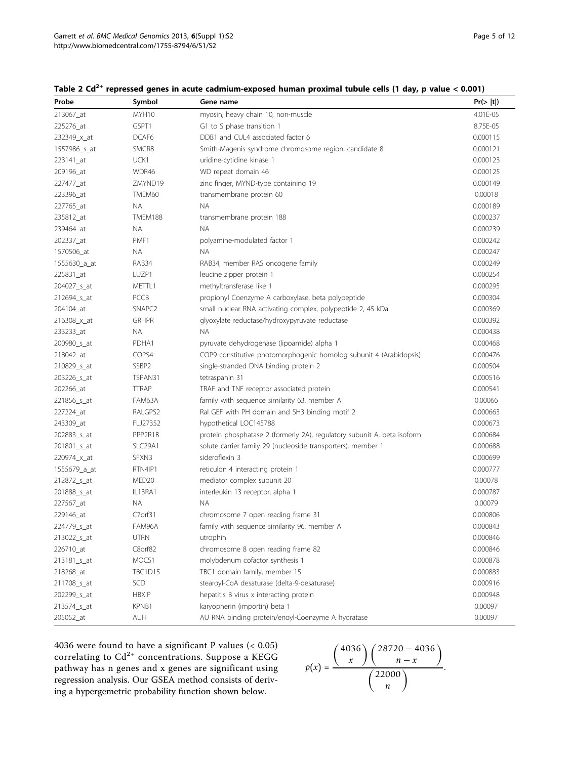**Table 2 $Cd^{2+}$ repressed genes in acute cadmium-exposed human proximal tubule cells (1 day, p value < 0.001)**

| Probe | Symbol | Gene name | Pr(> \|t\|) |
|---|---|---|---|
| 213067_at | MYH10 | myosin, heavy chain 10, non-muscle | 4.01E-05 |
| 225276_at | GSPT1 | G1 to S phase transition 1 | 8.75E-05 |
| 232349_x_at | DCAF6 | DDB1 and CUL4 associated factor 6 | 0.000115 |
| 1557986_s_at | SMCR8 | Smith-Magenis syndrome chromosome region, candidate 8 | 0.000121 |
| 223141_at | UCK1 | uridine-cytidine kinase 1 | 0.000123 |
| 209196_at | WDR46 | WD repeat domain 46 | 0.000125 |
| 227477_at | ZMYND19 | zinc finger, MYND-type containing 19 | 0.000149 |
| 223396_at | TMEM60 | transmembrane protein 60 | 0.00018 |
| 227765_at | NA | NA | 0.000189 |
| 235812_at | TMEM188 | transmembrane protein 188 | 0.000237 |
| 239464_at | NA | NA | 0.000239 |
| 202337_at | PMF1 | polyamine-modulated factor 1 | 0.000242 |
| 1570506_at | NA | NA | 0.000247 |
| 1555630_a_at | RAB34 | RAB34, member RAS oncogene family | 0.000249 |
| 225831_at | LUZP1 | leucine zipper protein 1 | 0.000254 |
| 204027_s_at | METTL1 | methyltransferase like 1 | 0.000295 |
| 212694_s_at | PCCB | propionyl Coenzyme A carboxylase, beta polypeptide | 0.000304 |
| 204104_at | SNAPC2 | small nuclear RNA activating complex, polypeptide 2, 45 kDa | 0.000369 |
| 216308_x_at | GRHPR | glyoxylate reductase/hydroxypyruvate reductase | 0.000392 |
| 233233_at | NA | NA | 0.000438 |
| 200980_s_at | PDHA1 | pyruvate dehydrogenase (lipoamide) alpha 1 | 0.000468 |
| 218042_at | COPS4 | COP9 constitutive photomorphogenic homolog subunit 4 (Arabidopsis) | 0.000476 |
| 210829_s_at | SSBP2 | single-stranded DNA binding protein 2 | 0.000504 |
| 203226_s_at | TSPAN31 | tetraspanin 31 | 0.000516 |
| 202266_at | TTRAP | TRAF and TNF receptor associated protein | 0.000541 |
| 221856_s_at | FAM63A | family with sequence similarity 63, member A | 0.00066 |
| 227224_at | RALGPS2 | Ral GEF with PH domain and SH3 binding motif 2 | 0.000663 |
| 243309_at | FLJ27352 | hypothetical LOC145788 | 0.000673 |
| 202883_s_at | PPP2R1B | protein phosphatase 2 (formerly 2A), regulatory subunit A, beta isoform | 0.000684 |
| 201801_s_at | SLC29A1 | solute carrier family 29 (nucleoside transporters), member 1 | 0.000688 |
| 220974_x_at | SFXN3 | sideroflexin 3 | 0.000699 |
| 1555679_a_at | RTN4IP1 | reticulon 4 interacting protein 1 | 0.000777 |
| 212872_s_at | MED20 | mediator complex subunit 20 | 0.00078 |
| 201888_s_at | IL13RA1 | interleukin 13 receptor, alpha 1 | 0.000787 |
| 227567_at | NA | NA | 0.00079 |
| 229146_at | C7orf31 | chromosome 7 open reading frame 31 | 0.000806 |
| 224779_s_at | FAM96A | family with sequence similarity 96, member A | 0.000843 |
| 213022_s_at | UTRN | utrophin | 0.000846 |
| 226710_at | C8orf82 | chromosome 8 open reading frame 82 | 0.000846 |
| 213181_s_at | MOCS1 | molybdenum cofactor synthesis 1 | 0.000878 |
| 218268_at | TBC1D15 | TBC1 domain family, member 15 | 0.000883 |
| 211708_s_at | SCD | stearoyl-CoA desaturase (delta-9-desaturase) | 0.000916 |
| 202299_s_at | HBXIP | hepatitis B virus x interacting protein | 0.000948 |
| 213574_s_at | KPNB1 | karyopherin (importin) beta 1 | 0.00097 |
| 205052_at | AUH | AU RNA binding protein/enoyl-Coenzyme A hydratase | 0.00097 |

4036 were found to have a significant P values (< 0.05) correlating to $Cd^{2+}$ concentrations. Suppose a KEGG pathway has n genes and x genes are significant using regression analysis. Our GSEA method consists of deriving a hypergemetric probability function shown below.

$$p(x) = \frac{\binom{4036}{x}\binom{28720-4036}{n-x}}{\binom{22000}{n}}.$$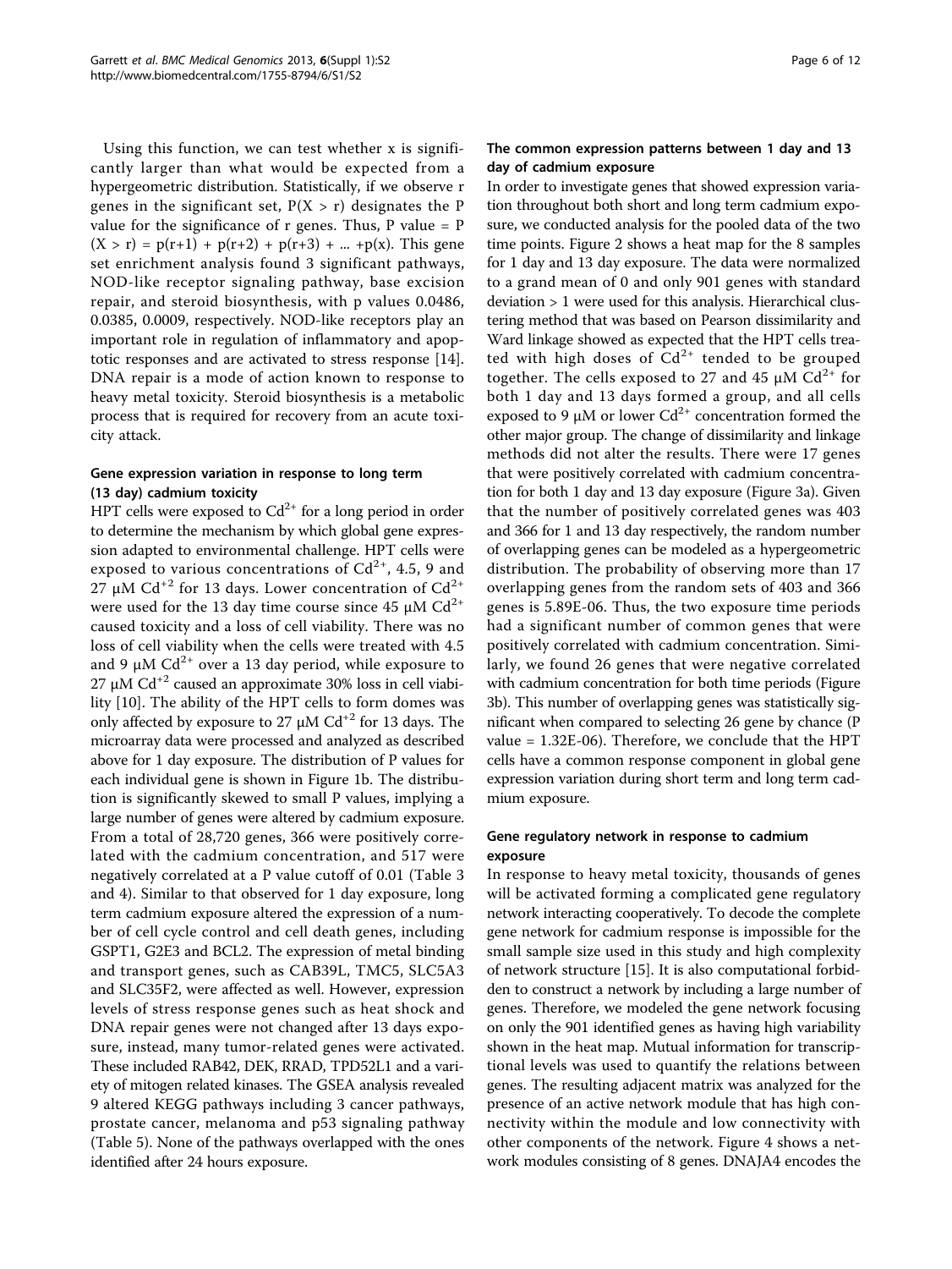Using this function, we can test whether x is significantly larger than what would be expected from a hypergeometric distribution. Statistically, if we observe r genes in the significant set, $P(X > r)$ designates the P value for the significance of r genes. Thus, P value = $P(X > r) = p(r+1) + p(r+2) + p(r+3) + ... + p(x)$. This gene set enrichment analysis found 3 significant pathways, NOD-like receptor signaling pathway, base excision repair, and steroid biosynthesis, with p values 0.0486, 0.0385, 0.0009, respectively. NOD-like receptors play an important role in regulation of inflammatory and apoptotic responses and are activated to stress response [14]. DNA repair is a mode of action known to response to heavy metal toxicity. Steroid biosynthesis is a metabolic process that is required for recovery from an acute toxicity attack.

### Gene expression variation in response to long term (13 day) cadmium toxicity

HPT cells were exposed to $Cd^{2+}$ for a long period in order to determine the mechanism by which global gene expression adapted to environmental challenge. HPT cells were exposed to various concentrations of $Cd^{2+}$, 4.5, 9 and 27 μM $Cd^{+2}$ for 13 days. Lower concentration of $Cd^{2+}$ were used for the 13 day time course since 45 μM $Cd^{2+}$ caused toxicity and a loss of cell viability. There was no loss of cell viability when the cells were treated with 4.5 and 9 μM $Cd^{2+}$ over a 13 day period, while exposure to 27 μM $Cd^{+2}$ caused an approximate 30% loss in cell viability [10]. The ability of the HPT cells to form domes was only affected by exposure to 27 μM $Cd^{+2}$ for 13 days. The microarray data were processed and analyzed as described above for 1 day exposure. The distribution of P values for each individual gene is shown in Figure 1b. The distribution is significantly skewed to small P values, implying a large number of genes were altered by cadmium exposure. From a total of 28,720 genes, 366 were positively correlated with the cadmium concentration, and 517 were negatively correlated at a P value cutoff of 0.01 (Table 3 and 4). Similar to that observed for 1 day exposure, long term cadmium exposure altered the expression of a number of cell cycle control and cell death genes, including GSPT1, G2E3 and BCL2. The expression of metal binding and transport genes, such as CAB39L, TMC5, SLC5A3 and SLC35F2, were affected as well. However, expression levels of stress response genes such as heat shock and DNA repair genes were not changed after 13 days exposure, instead, many tumor-related genes were activated. These included RAB42, DEK, RRAD, TPD52L1 and a variety of mitogen related kinases. The GSEA analysis revealed 9 altered KEGG pathways including 3 cancer pathways, prostate cancer, melanoma and p53 signaling pathway (Table 5). None of the pathways overlapped with the ones identified after 24 hours exposure.

### The common expression patterns between 1 day and 13 day of cadmium exposure

In order to investigate genes that showed expression variation throughout both short and long term cadmium exposure, we conducted analysis for the pooled data of the two time points. Figure 2 shows a heat map for the 8 samples for 1 day and 13 day exposure. The data were normalized to a grand mean of 0 and only 901 genes with standard deviation > 1 were used for this analysis. Hierarchical clustering method that was based on Pearson dissimilarity and Ward linkage showed as expected that the HPT cells treated with high doses of $Cd^{2+}$ tended to be grouped together. The cells exposed to 27 and 45 μM $Cd^{2+}$ for both 1 day and 13 days formed a group, and all cells exposed to 9 μM or lower $Cd^{2+}$ concentration formed the other major group. The change of dissimilarity and linkage methods did not alter the results. There were 17 genes that were positively correlated with cadmium concentration for both 1 day and 13 day exposure (Figure 3a). Given that the number of positively correlated genes was 403 and 366 for 1 and 13 day respectively, the random number of overlapping genes can be modeled as a hypergeometric distribution. The probability of observing more than 17 overlapping genes from the random sets of 403 and 366 genes is 5.89E-06. Thus, the two exposure time periods had a significant number of common genes that were positively correlated with cadmium concentration. Similarly, we found 26 genes that were negative correlated with cadmium concentration for both time periods (Figure 3b). This number of overlapping genes was statistically significant when compared to selecting 26 gene by chance (P value = 1.32E-06). Therefore, we conclude that the HPT cells have a common response component in global gene expression variation during short term and long term cadmium exposure.

### Gene regulatory network in response to cadmium exposure

In response to heavy metal toxicity, thousands of genes will be activated forming a complicated gene regulatory network interacting cooperatively. To decode the complete gene network for cadmium response is impossible for the small sample size used in this study and high complexity of network structure [15]. It is also computational forbidden to construct a network by including a large number of genes. Therefore, we modeled the gene network focusing on only the 901 identified genes as having high variability shown in the heat map. Mutual information for transcriptional levels was used to quantify the relations between genes. The resulting adjacent matrix was analyzed for the presence of an active network module that has high connectivity within the module and low connectivity with other components of the network. Figure 4 shows a network modules consisting of 8 genes. DNAJA4 encodes the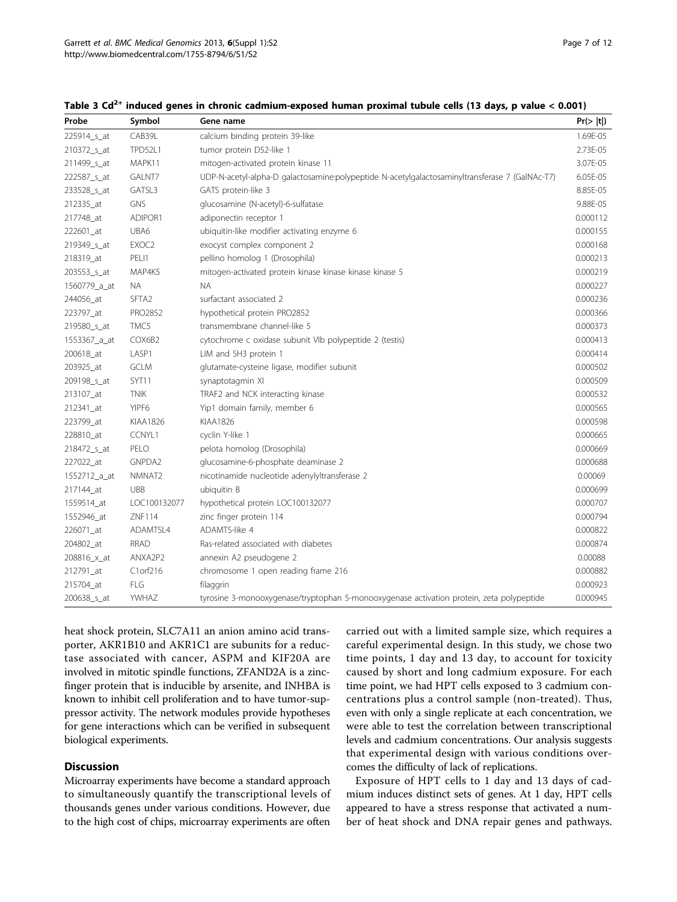**Table 3 $Cd^{2+}$ induced genes in chronic cadmium-exposed human proximal tubule cells (13 days, p value < 0.001)**

| Probe | Symbol | Gene name | Pr(> \|t\|) |
|---|---|---|---|
| 225914_s_at | CAB39L | calcium binding protein 39-like | 1.69E-05 |
| 210372_s_at | TPD52L1 | tumor protein D52-like 1 | 2.73E-05 |
| 211499_s_at | MAPK11 | mitogen-activated protein kinase 11 | 3.07E-05 |
| 222587_s_at | GALNT7 | UDP-N-acetyl-alpha-D galactosamine:polypeptide N-acetylgalactosaminyltransferase 7 (GalNAc-T7) | 6.05E-05 |
| 233528_s_at | GATSL3 | GATS protein-like 3 | 8.85E-05 |
| 212335_at | GNS | glucosamine (N-acetyl)-6-sulfatase | 9.88E-05 |
| 217748_at | ADIPOR1 | adiponectin receptor 1 | 0.000112 |
| 222601_at | UBA6 | ubiquitin-like modifier activating enzyme 6 | 0.000155 |
| 219349_s_at | EXOC2 | exocyst complex component 2 | 0.000168 |
| 218319_at | PELI1 | pellino homolog 1 (Drosophila) | 0.000213 |
| 203553_s_at | MAP4K5 | mitogen-activated protein kinase kinase kinase kinase 5 | 0.000219 |
| 1560779_a_at | NA | NA | 0.000227 |
| 244056_at | SFTA2 | surfactant associated 2 | 0.000236 |
| 223797_at | PRO2852 | hypothetical protein PRO2852 | 0.000366 |
| 219580_s_at | TMC5 | transmembrane channel-like 5 | 0.000373 |
| 1553367_a_at | COX6B2 | cytochrome c oxidase subunit VIb polypeptide 2 (testis) | 0.000413 |
| 200618_at | LASP1 | LIM and SH3 protein 1 | 0.000414 |
| 203925_at | GCLM | glutamate-cysteine ligase, modifier subunit | 0.000502 |
| 209198_s_at | SYT11 | synaptotagmin XI | 0.000509 |
| 213107_at | TNIK | TRAF2 and NCK interacting kinase | 0.000532 |
| 212341_at | YIPF6 | Yip1 domain family, member 6 | 0.000565 |
| 223799_at | KIAA1826 | KIAA1826 | 0.000598 |
| 228810_at | CCNYL1 | cyclin Y-like 1 | 0.000665 |
| 218472_s_at | PELO | pelota homolog (Drosophila) | 0.000669 |
| 227022_at | GNPDA2 | glucosamine-6-phosphate deaminase 2 | 0.000688 |
| 1552712_a_at | NMNAT2 | nicotinamide nucleotide adenylyltransferase 2 | 0.00069 |
| 217144_at | UBB | ubiquitin B | 0.000699 |
| 1559514_at | LOC100132077 | hypothetical protein LOC100132077 | 0.000707 |
| 1552946_at | ZNF114 | zinc finger protein 114 | 0.000794 |
| 226071_at | ADAMTSL4 | ADAMTS-like 4 | 0.000822 |
| 204802_at | RRAD | Ras-related associated with diabetes | 0.000874 |
| 208816_x_at | ANXA2P2 | annexin A2 pseudogene 2 | 0.00088 |
| 212791_at | C1orf216 | chromosome 1 open reading frame 216 | 0.000882 |
| 215704_at | FLG | filaggrin | 0.000923 |
| 200638_s_at | YWHAZ | tyrosine 3-monooxygenase/tryptophan 5-monooxygenase activation protein, zeta polypeptide | 0.000945 |

heat shock protein, SLC7A11 an anion amino acid transporter, AKR1B10 and AKR1C1 are subunits for a reductase associated with cancer, ASPM and KIF20A are involved in mitotic spindle functions, ZFAND2A is a zinc-finger protein that is inducible by arsenite, and INHBA is known to inhibit cell proliferation and to have tumor-suppressor activity. The network modules provide hypotheses for gene interactions which can be verified in subsequent biological experiments.

## Discussion

Microarray experiments have become a standard approach to simultaneously quantify the transcriptional levels of thousands genes under various conditions. However, due to the high cost of chips, microarray experiments are often carried out with a limited sample size, which requires a careful experimental design. In this study, we chose two time points, 1 day and 13 day, to account for toxicity caused by short and long cadmium exposure. For each time point, we had HPT cells exposed to 3 cadmium concentrations plus a control sample (non-treated). Thus, even with only a single replicate at each concentration, we were able to test the correlation between transcriptional levels and cadmium concentrations. Our analysis suggests that experimental design with various conditions overcomes the difficulty of lack of replications.

Exposure of HPT cells to 1 day and 13 days of cadmium induces distinct sets of genes. At 1 day, HPT cells appeared to have a stress response that activated a number of heat shock and DNA repair genes and pathways.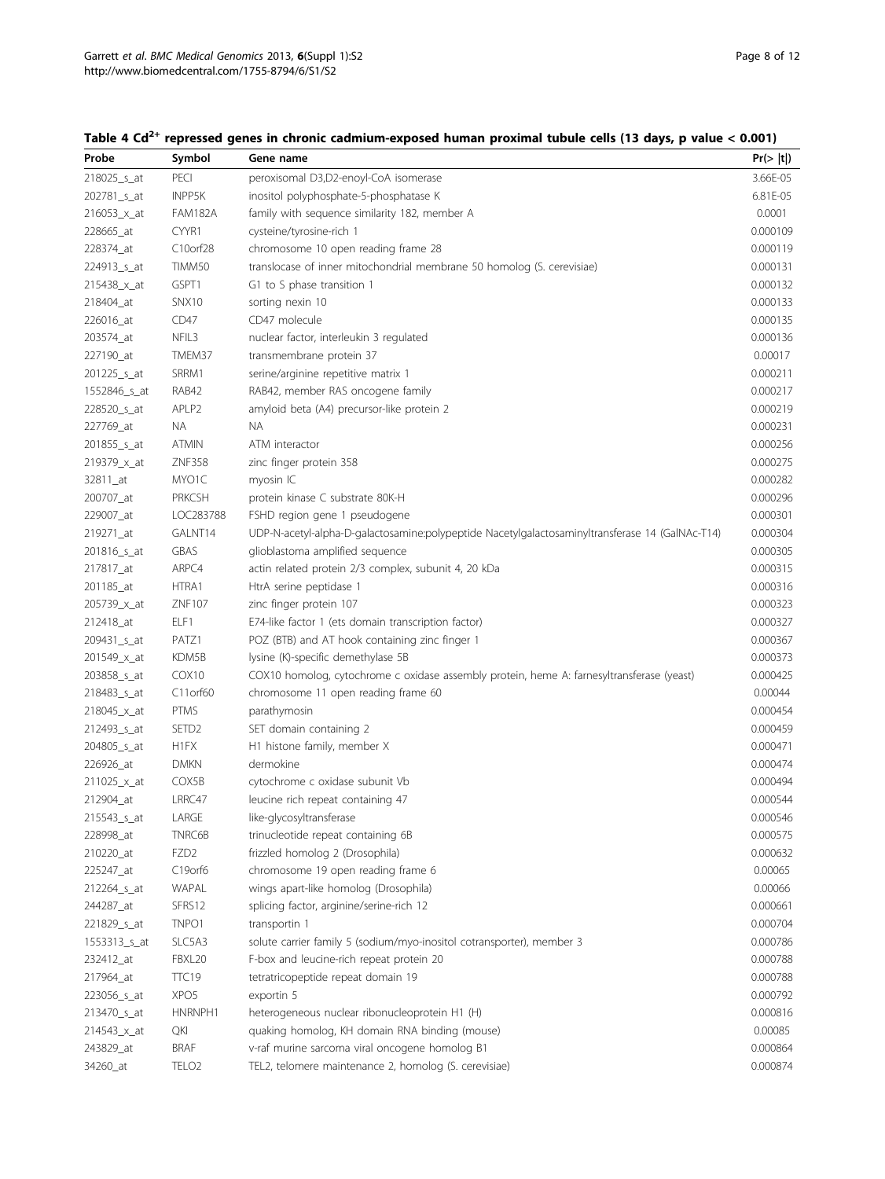**Table 4 $Cd^{2+}$ repressed genes in chronic cadmium-exposed human proximal tubule cells (13 days, p value < 0.001)**

| Probe | Symbol | Gene name | Pr(> \|t\|) |
|---|---|---|---|
| 218025_s_at | PECI | peroxisomal D3,D2-enoyl-CoA isomerase | 3.66E-05 |
| 202781_s_at | INPP5K | inositol polyphosphate-5-phosphatase K | 6.81E-05 |
| 216053_x_at | FAM182A | family with sequence similarity 182, member A | 0.0001 |
| 228665_at | CYYR1 | cysteine/tyrosine-rich 1 | 0.000109 |
| 228374_at | C10orf28 | chromosome 10 open reading frame 28 | 0.000119 |
| 224913_s_at | TIMM50 | translocase of inner mitochondrial membrane 50 homolog (S. cerevisiae) | 0.000131 |
| 215438_x_at | GSPT1 | G1 to S phase transition 1 | 0.000132 |
| 218404_at | SNX10 | sorting nexin 10 | 0.000133 |
| 226016_at | CD47 | CD47 molecule | 0.000135 |
| 203574_at | NFIL3 | nuclear factor, interleukin 3 regulated | 0.000136 |
| 227190_at | TMEM37 | transmembrane protein 37 | 0.00017 |
| 201225_s_at | SRRM1 | serine/arginine repetitive matrix 1 | 0.000211 |
| 1552846_s_at | RAB42 | RAB42, member RAS oncogene family | 0.000217 |
| 228520_s_at | APLP2 | amyloid beta (A4) precursor-like protein 2 | 0.000219 |
| 227769_at | NA | NA | 0.000231 |
| 201855_s_at | ATMIN | ATM interactor | 0.000256 |
| 219379_x_at | ZNF358 | zinc finger protein 358 | 0.000275 |
| 32811_at | MYO1C | myosin IC | 0.000282 |
| 200707_at | PRKCSH | protein kinase C substrate 80K-H | 0.000296 |
| 229007_at | LOC283788 | FSHD region gene 1 pseudogene | 0.000301 |
| 219271_at | GALNT14 | UDP-N-acetyl-alpha-D-galactosamine:polypeptide Nacetylgalactosaminyltransferase 14 (GalNAc-T14) | 0.000304 |
| 201816_s_at | GBAS | glioblastoma amplified sequence | 0.000305 |
| 217817_at | ARPC4 | actin related protein 2/3 complex, subunit 4, 20 kDa | 0.000315 |
| 201185_at | HTRA1 | HtrA serine peptidase 1 | 0.000316 |
| 205739_x_at | ZNF107 | zinc finger protein 107 | 0.000323 |
| 212418_at | ELF1 | E74-like factor 1 (ets domain transcription factor) | 0.000327 |
| 209431_s_at | PATZ1 | POZ (BTB) and AT hook containing zinc finger 1 | 0.000367 |
| 201549_x_at | KDM5B | lysine (K)-specific demethylase 5B | 0.000373 |
| 203858_s_at | COX10 | COX10 homolog, cytochrome c oxidase assembly protein, heme A: farnesyltransferase (yeast) | 0.000425 |
| 218483_s_at | C11orf60 | chromosome 11 open reading frame 60 | 0.00044 |
| 218045_x_at | PTMS | parathymosin | 0.000454 |
| 212493_s_at | SETD2 | SET domain containing 2 | 0.000459 |
| 204805_s_at | H1FX | H1 histone family, member X | 0.000471 |
| 226926_at | DMKN | dermokine | 0.000474 |
| 211025_x_at | COX5B | cytochrome c oxidase subunit Vb | 0.000494 |
| 212904_at | LRRC47 | leucine rich repeat containing 47 | 0.000544 |
| 215543_s_at | LARGE | like-glycosyltransferase | 0.000546 |
| 228998_at | TNRC6B | trinucleotide repeat containing 6B | 0.000575 |
| 210220_at | FZD2 | frizzled homolog 2 (Drosophila) | 0.000632 |
| 225247_at | C19orf6 | chromosome 19 open reading frame 6 | 0.00065 |
| 212264_s_at | WAPAL | wings apart-like homolog (Drosophila) | 0.00066 |
| 244287_at | SFRS12 | splicing factor, arginine/serine-rich 12 | 0.000661 |
| 221829_s_at | TNPO1 | transportin 1 | 0.000704 |
| 1553313_s_at | SLC5A3 | solute carrier family 5 (sodium/myo-inositol cotransporter), member 3 | 0.000786 |
| 232412_at | FBXL20 | F-box and leucine-rich repeat protein 20 | 0.000788 |
| 217964_at | TTC19 | tetratricopeptide repeat domain 19 | 0.000788 |
| 223056_s_at | XPO5 | exportin 5 | 0.000792 |
| 213470_s_at | HNRNPH1 | heterogeneous nuclear ribonucleoprotein H1 (H) | 0.000816 |
| 214543_x_at | QKI | quaking homolog, KH domain RNA binding (mouse) | 0.00085 |
| 243829_at | BRAF | v-raf murine sarcoma viral oncogene homolog B1 | 0.000864 |
| 34260_at | TELO2 | TEL2, telomere maintenance 2, homolog (S. cerevisiae) | 0.000874 |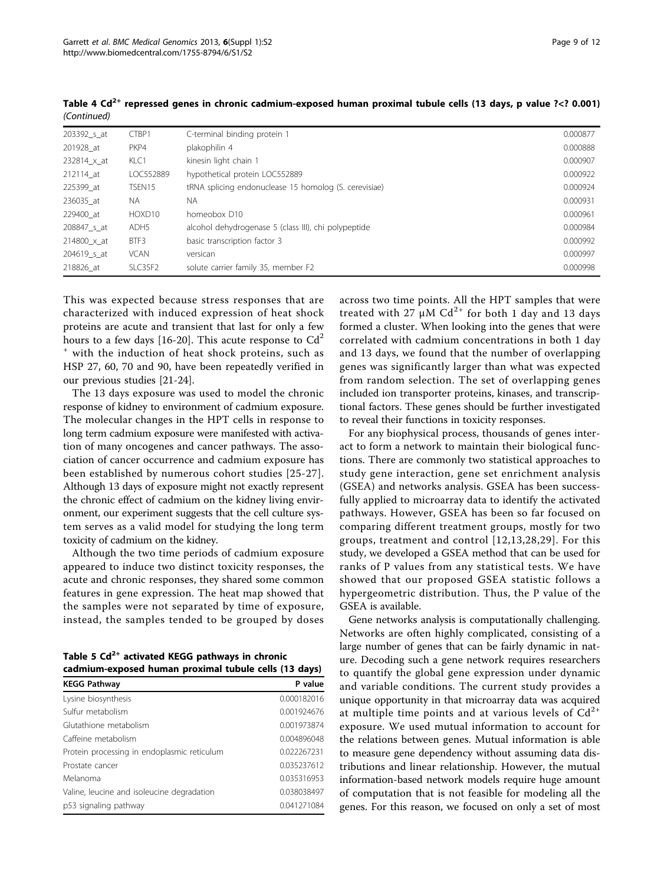**Table 4 $Cd^{2+}$ repressed genes in chronic cadmium-exposed human proximal tubule cells (13 days, p value ?<? 0.001)** *(Continued)*

| | | | |
|---|---|---|---|
| 203392_s_at | CTBP1 | C-terminal binding protein 1 | 0.000877 |
| 201928_at | PKP4 | plakophilin 4 | 0.000888 |
| 232814_x_at | KLC1 | kinesin light chain 1 | 0.000907 |
| 212114_at | LOC552889 | hypothetical protein LOC552889 | 0.000922 |
| 225399_at | TSEN15 | tRNA splicing endonuclease 15 homolog (S. cerevisiae) | 0.000924 |
| 236035_at | NA | NA | 0.000931 |
| 229400_at | HOXD10 | homeobox D10 | 0.000961 |
| 208847_s_at | ADH5 | alcohol dehydrogenase 5 (class III), chi polypeptide | 0.000984 |
| 214800_x_at | BTF3 | basic transcription factor 3 | 0.000992 |
| 204619_s_at | VCAN | versican | 0.000997 |
| 218826_at | SLC35F2 | solute carrier family 35, member F2 | 0.000998 |

This was expected because stress responses that are characterized with induced expression of heat shock proteins are acute and transient that last for only a few hours to a few days [16-20]. This acute response to $Cd^{2+}$ with the induction of heat shock proteins, such as HSP 27, 60, 70 and 90, have been repeatedly verified in our previous studies [21-24].

The 13 days exposure was used to model the chronic response of kidney to environment of cadmium exposure. The molecular changes in the HPT cells in response to long term cadmium exposure were manifested with activation of many oncogenes and cancer pathways. The association of cancer occurrence and cadmium exposure has been established by numerous cohort studies [25-27]. Although 13 days of exposure might not exactly represent the chronic effect of cadmium on the kidney living environment, our experiment suggests that the cell culture system serves as a valid model for studying the long term toxicity of cadmium on the kidney.

Although the two time periods of cadmium exposure appeared to induce two distinct toxicity responses, the acute and chronic responses, they shared some common features in gene expression. The heat map showed that the samples were not separated by time of exposure, instead, the samples tended to be grouped by doses across two time points. All the HPT samples that were treated with 27 μM $Cd^{2+}$ for both 1 day and 13 days formed a cluster. When looking into the genes that were correlated with cadmium concentrations in both 1 day and 13 days, we found that the number of overlapping genes was significantly larger than what was expected from random selection. The set of overlapping genes included ion transporter proteins, kinases, and transcriptional factors. These genes should be further investigated to reveal their functions in toxicity responses.

**Table 5 $Cd^{2+}$ activated KEGG pathways in chronic cadmium-exposed human proximal tubule cells (13 days)**

| KEGG Pathway | P value |
|---|---|
| Lysine biosynthesis | 0.000182016 |
| Sulfur metabolism | 0.001924676 |
| Glutathione metabolism | 0.001973874 |
| Caffeine metabolism | 0.004896048 |
| Protein processing in endoplasmic reticulum | 0.022267231 |
| Prostate cancer | 0.035237612 |
| Melanoma | 0.035316953 |
| Valine, leucine and isoleucine degradation | 0.038038497 |
| p53 signaling pathway | 0.041271084 |

For any biophysical process, thousands of genes interact to form a network to maintain their biological functions. There are commonly two statistical approaches to study gene interaction, gene set enrichment analysis (GSEA) and networks analysis. GSEA has been successfully applied to microarray data to identify the activated pathways. However, GSEA has been so far focused on comparing different treatment groups, mostly for two groups, treatment and control [12,13,28,29]. For this study, we developed a GSEA method that can be used for ranks of P values from any statistical tests. We have showed that our proposed GSEA statistic follows a hypergeometric distribution. Thus, the P value of the GSEA is available.

Gene networks analysis is computationally challenging. Networks are often highly complicated, consisting of a large number of genes that can be fairly dynamic in nature. Decoding such a gene network requires researchers to quantify the global gene expression under dynamic and variable conditions. The current study provides a unique opportunity in that microarray data was acquired at multiple time points and at various levels of $Cd^{2+}$ exposure. We used mutual information to account for the relations between genes. Mutual information is able to measure gene dependency without assuming data distributions and linear relationship. However, the mutual information-based network models require huge amount of computation that is not feasible for modeling all the genes. For this reason, we focused on only a set of most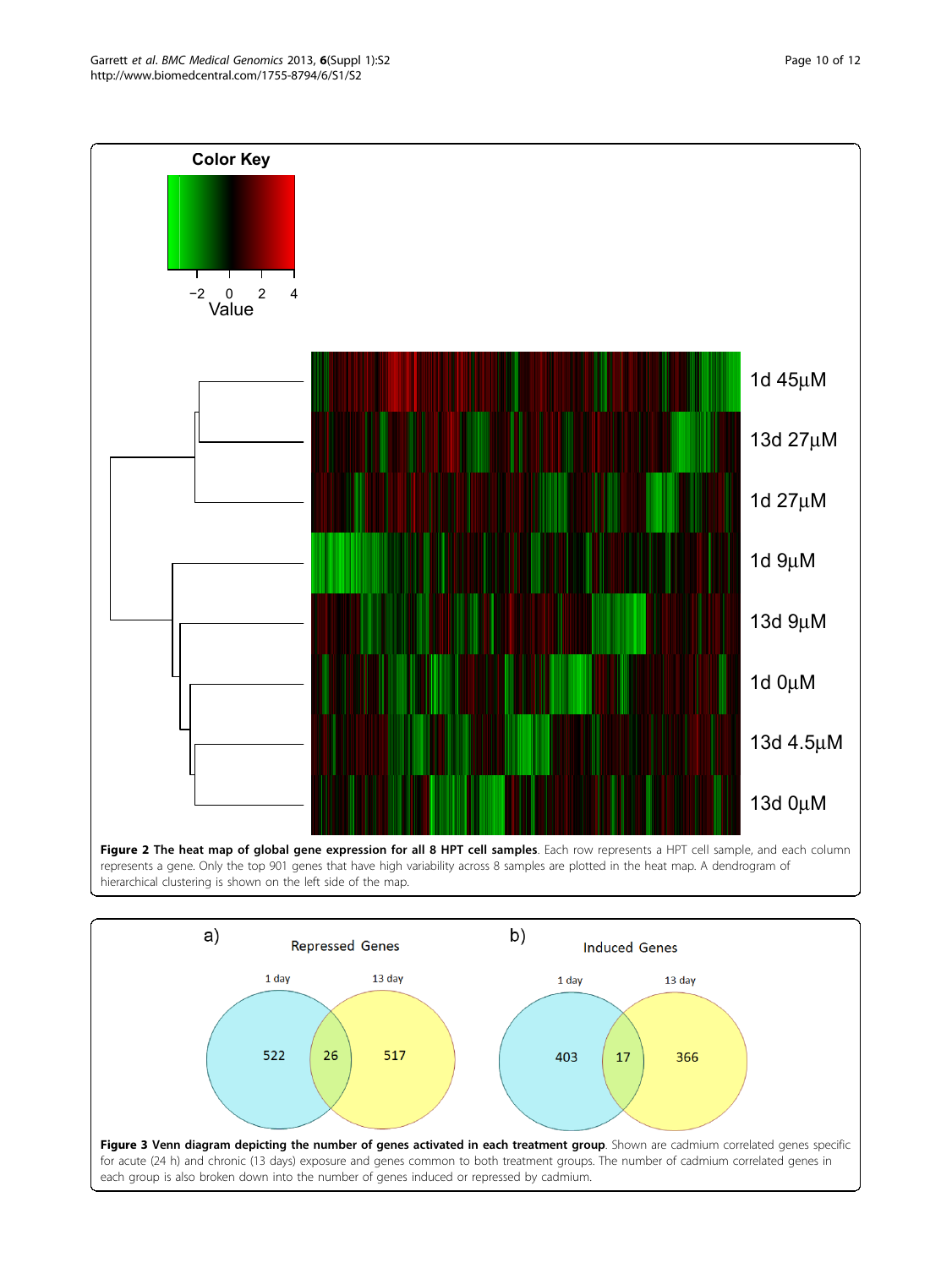**Figure 2 The heat map of global gene expression for all 8 HPT cell samples**. Each row represents a HPT cell sample, and each column represents a gene. Only the top 901 genes that have high variability across 8 samples are plotted in the heat map. A dendrogram of hierarchical clustering is shown on the left side of the map.

**Figure 3 Venn diagram depicting the number of genes activated in each treatment group**. Shown are cadmium correlated genes specific for acute (24 h) and chronic (13 days) exposure and genes common to both treatment groups. The number of cadmium correlated genes in each group is also broken down into the number of genes induced or repressed by cadmium.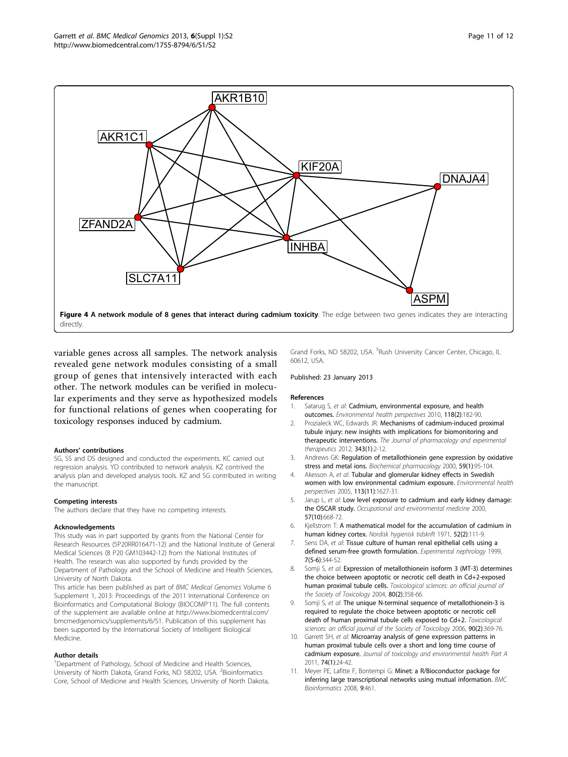**Figure 4 A network module of 8 genes that interact during cadmium toxicity**. The edge between two genes indicates they are interacting directly.

variable genes across all samples. The network analysis revealed gene network modules consisting of a small group of genes that intensively interacted with each other. The network modules can be verified in molecular experiments and they serve as hypothesized models for functional relations of genes when cooperating for toxicology responses induced by cadmium.

#### Authors' contributions

SG, SS and DS designed and conducted the experiments. KC carried out regression analysis. YD contributed to network analysis. KZ contrived the analysis plan and developed analysis tools. KZ and SG contributed in writing the manuscript.

#### Competing interests

The authors declare that they have no competing interests.

#### Acknowledgements

This study was in part supported by grants from the National Center for Research Resources (5P20RR016471-12) and the National Institute of General Medical Sciences (8 P20 GM103442-12) from the National Institutes of Health. The research was also supported by funds provided by the Department of Pathology and the School of Medicine and Health Sciences, University of North Dakota.

This article has been published as part of *BMC Medical Genomics* Volume 6 Supplement 1, 2013: Proceedings of the 2011 International Conference on Bioinformatics and Computational Biology (BIOCOMP'11). The full contents of the supplement are available online at http://www.biomedcentral.com/bmcmedgenomics/supplements/6/S1. Publication of this supplement has been supported by the International Society of Intelligent Biological Medicine.

#### Author details

[1]Department of Pathology, School of Medicine and Health Sciences, University of North Dakota, Grand Forks, ND 58202, USA. [2]Bioinformatics Core, School of Medicine and Health Sciences, University of North Dakota, Grand Forks, ND 58202, USA. [3]Rush University Cancer Center, Chicago, IL 60612, USA.

Published: 23 January 2013

#### References

1. Satarug S, *et al*: **Cadmium, environmental exposure, and health outcomes.** *Environmental health perspectives* 2010, **118(2)**:182-90.
2. Prozialeck WC, Edwards JR: **Mechanisms of cadmium-induced proximal tubule injury: new insights with implications for biomonitoring and therapeutic interventions.** *The Journal of pharmacology and experimental therapeutics* 2012, **343(1)**:2-12.
3. Andrews GK: **Regulation of metallothionein gene expression by oxidative stress and metal ions.** *Biochemical pharmacology* 2000, **59(1)**:95-104.
4. Akesson A, *et al*: **Tubular and glomerular kidney effects in Swedish women with low environmental cadmium exposure.** *Environmental health perspectives* 2005, **113(11)**:1627-31.
5. Jarup L, *et al*: **Low level exposure to cadmium and early kidney damage: the OSCAR study.** *Occupational and environmental medicine* 2000, **57(10)**:668-72.
6. Kjellstrom T: **A mathematical model for the accumulation of cadmium in human kidney cortex.** *Nordisk hygienisk tidskrift* 1971, **52(2)**:111-9.
7. Sens DA, *et al*: **Tissue culture of human renal epithelial cells using a defined serum-free growth formulation.** *Experimental nephrology* 1999, **7(5-6)**:344-52.
8. Somji S, *et al*: **Expression of metallothionein isoform 3 (MT-3) determines the choice between apoptotic or necrotic cell death in Cd+2-exposed human proximal tubule cells.** *Toxicological sciences: an official journal of the Society of Toxicology* 2004, **80(2)**:358-66.
9. Somji S, *et al*: **The unique N-terminal sequence of metallothionein-3 is required to regulate the choice between apoptotic or necrotic cell death of human proximal tubule cells exposed to Cd+2.** *Toxicological sciences: an official journal of the Society of Toxicology* 2006, **90(2)**:369-76.
10. Garrett SH, *et al*: **Microarray analysis of gene expression patterns in human proximal tubule cells over a short and long time course of cadmium exposure.** *Journal of toxicology and environmental health Part A* 2011, **74(1)**:24-42.
11. Meyer PE, Lafitte F, Bontempi G: **Minet: a R/Bioconductor package for inferring large transcriptional networks using mutual information.** *BMC Bioinformatics* 2008, **9**:461.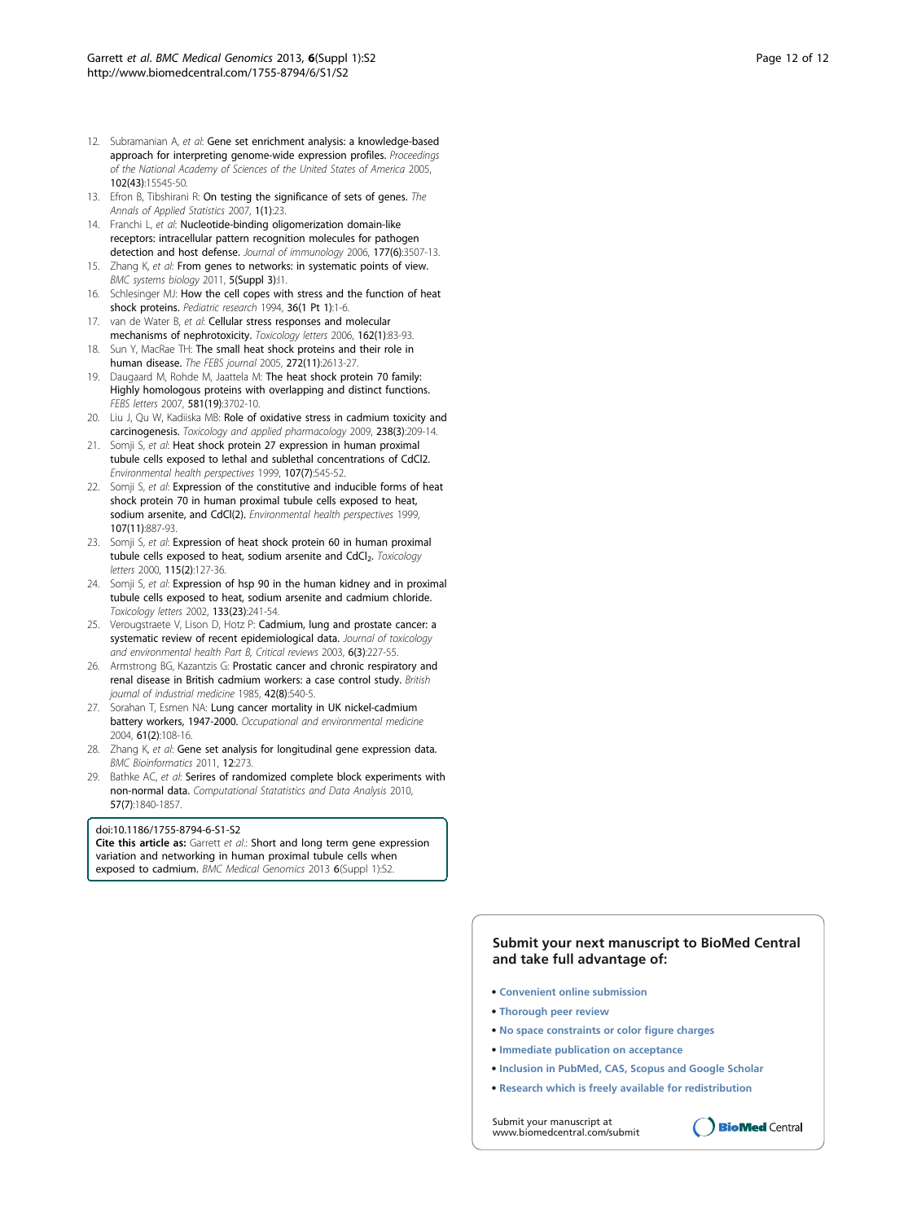12. Subramanian A, *et al*: Gene set enrichment analysis: a knowledge-based approach for interpreting genome-wide expression profiles. *Proceedings of the National Academy of Sciences of the United States of America* 2005, **102(43)**:15545-50.
13. Efron B, Tibshirani R: On testing the significance of sets of genes. *The Annals of Applied Statistics* 2007, **1(1)**:23.
14. Franchi L, *et al*: Nucleotide-binding oligomerization domain-like receptors: intracellular pattern recognition molecules for pathogen detection and host defense. *Journal of immunology* 2006, **177(6)**:3507-13.
15. Zhang K, *et al*: From genes to networks: in systematic points of view. *BMC systems biology* 2011, **5(Suppl 3)**:I1.
16. Schlesinger MJ: How the cell copes with stress and the function of heat shock proteins. *Pediatric research* 1994, **36(1 Pt 1)**:1-6.
17. van de Water B, *et al*: Cellular stress responses and molecular mechanisms of nephrotoxicity. *Toxicology letters* 2006, **162(1)**:83-93.
18. Sun Y, MacRae TH: The small heat shock proteins and their role in human disease. *The FEBS journal* 2005, **272(11)**:2613-27.
19. Daugaard M, Rohde M, Jaattela M: The heat shock protein 70 family: Highly homologous proteins with overlapping and distinct functions. *FEBS letters* 2007, **581(19)**:3702-10.
20. Liu J, Qu W, Kadiiska MB: Role of oxidative stress in cadmium toxicity and carcinogenesis. *Toxicology and applied pharmacology* 2009, **238(3)**:209-14.
21. Somji S, *et al*: Heat shock protein 27 expression in human proximal tubule cells exposed to lethal and sublethal concentrations of CdCl2. *Environmental health perspectives* 1999, **107(7)**:545-52.
22. Somji S, *et al*: Expression of the constitutive and inducible forms of heat shock protein 70 in human proximal tubule cells exposed to heat, sodium arsenite, and CdCl(2). *Environmental health perspectives* 1999, **107(11)**:887-93.
23. Somji S, *et al*: Expression of heat shock protein 60 in human proximal tubule cells exposed to heat, sodium arsenite and $CdCl_2$. *Toxicology letters* 2000, **115(2)**:127-36.
24. Somji S, *et al*: Expression of hsp 90 in the human kidney and in proximal tubule cells exposed to heat, sodium arsenite and cadmium chloride. *Toxicology letters* 2002, **133(23)**:241-54.
25. Verougstraete V, Lison D, Hotz P: Cadmium, lung and prostate cancer: a systematic review of recent epidemiological data. *Journal of toxicology and environmental health Part B, Critical reviews* 2003, **6(3)**:227-55.
26. Armstrong BG, Kazantzis G: Prostatic cancer and chronic respiratory and renal disease in British cadmium workers: a case control study. *British journal of industrial medicine* 1985, **42(8)**:540-5.
27. Sorahan T, Esmen NA: Lung cancer mortality in UK nickel-cadmium battery workers, 1947-2000. *Occupational and environmental medicine* 2004, **61(2)**:108-16.
28. Zhang K, *et al*: Gene set analysis for longitudinal gene expression data. *BMC Bioinformatics* 2011, **12**:273.
29. Bathke AC, *et al*: Serires of randomized complete block experiments with non-normal data. *Computational Statatistics and Data Analysis* 2010, **57(7)**:1840-1857.

doi:10.1186/1755-8794-6-S1-S2

**Cite this article as:** Garrett *et al.*: Short and long term gene expression variation and networking in human proximal tubule cells when exposed to cadmium. *BMC Medical Genomics* 2013 **6**(Suppl 1):S2.

**Submit your next manuscript to BioMed Central and take full advantage of:**

- Convenient online submission
- Thorough peer review
- No space constraints or color figure charges
- Immediate publication on acceptance
- Inclusion in PubMed, CAS, Scopus and Google Scholar
- Research which is freely available for redistribution

Submit your manuscript at www.biomedcentral.com/submit

BioMed Central